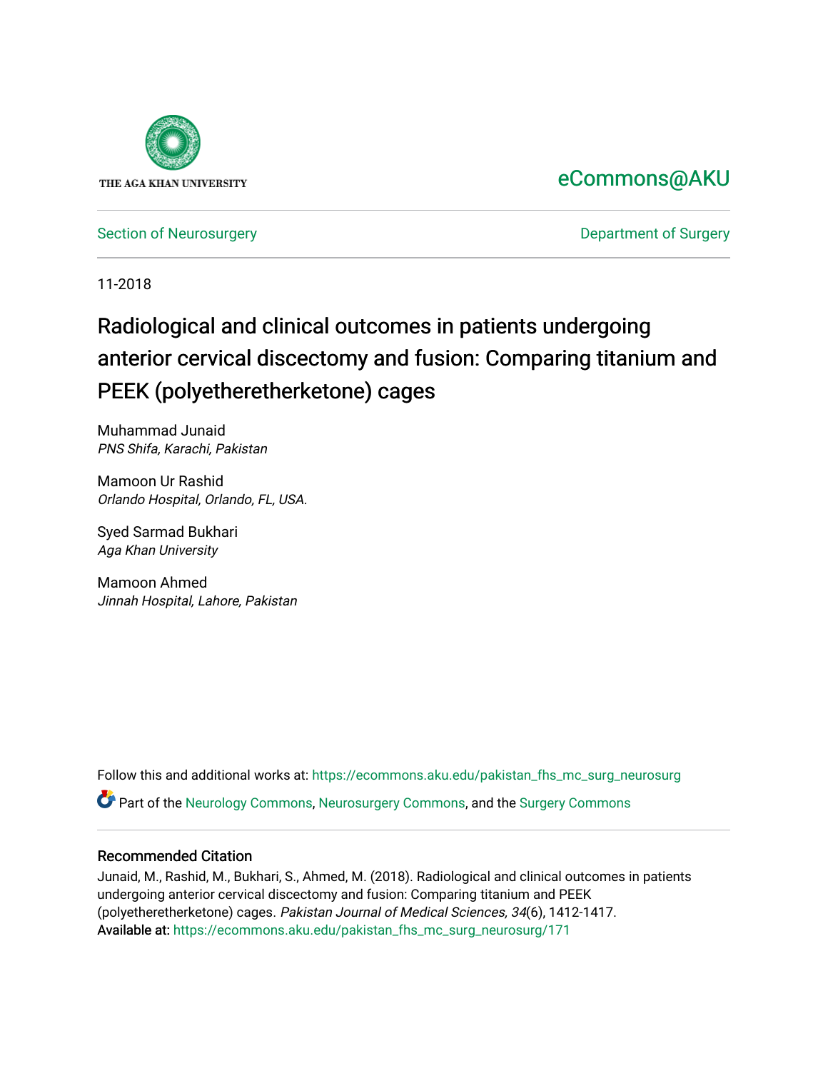THE AGA KHAN UNIVERSITY

eCommons@AKU

Section of Neurosurgery | Department of Surgery

11-2018

# Radiological and clinical outcomes in patients undergoing anterior cervical discectomy and fusion: Comparing titanium and PEEK (polyetheretherketone) cages

Muhammad Junaid
*PNS Shifa, Karachi, Pakistan*

Mamoon Ur Rashid
*Orlando Hospital, Orlando, FL, USA.*

Syed Sarmad Bukhari
*Aga Khan University*

Mamoon Ahmed
*Jinnah Hospital, Lahore, Pakistan*

Follow this and additional works at: https://ecommons.aku.edu/pakistan_fhs_mc_surg_neurosurg

Part of the Neurology Commons, Neurosurgery Commons, and the Surgery Commons

## Recommended Citation

Junaid, M., Rashid, M., Bukhari, S., Ahmed, M. (2018). Radiological and clinical outcomes in patients undergoing anterior cervical discectomy and fusion: Comparing titanium and PEEK (polyetheretherketone) cages. *Pakistan Journal of Medical Sciences, 34*(6), 1412-1417.
Available at: https://ecommons.aku.edu/pakistan_fhs_mc_surg_neurosurg/171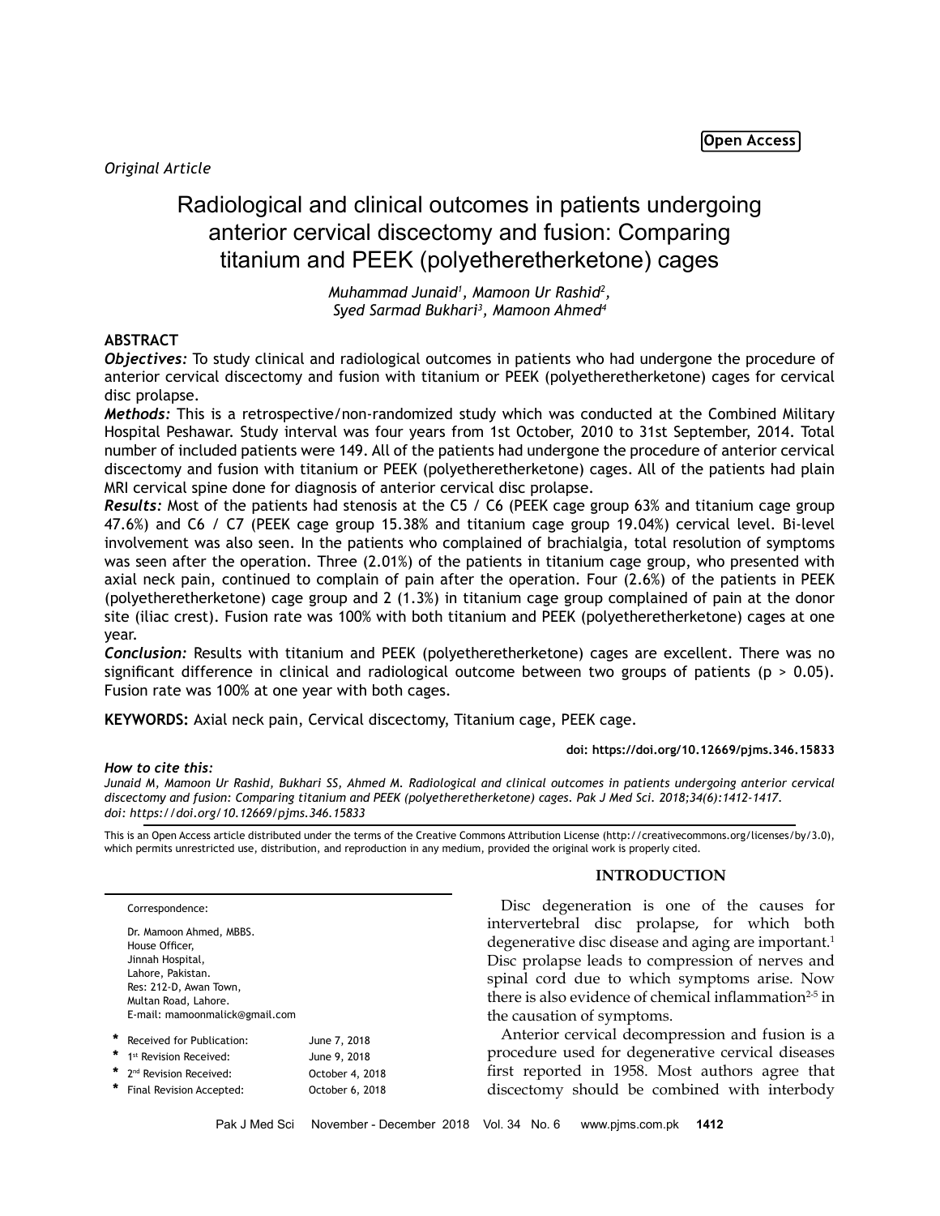*Original Article*

# Radiological and clinical outcomes in patients undergoing anterior cervical discectomy and fusion: Comparing titanium and PEEK (polyetheretherketone) cages

*Muhammad Junaid[1], Mamoon Ur Rashid[2], Syed Sarmad Bukhari[3], Mamoon Ahmed[4]*

## ABSTRACT

***Objectives:*** To study clinical and radiological outcomes in patients who had undergone the procedure of anterior cervical discectomy and fusion with titanium or PEEK (polyetheretherketone) cages for cervical disc prolapse.

***Methods:*** This is a retrospective/non-randomized study which was conducted at the Combined Military Hospital Peshawar. Study interval was four years from 1st October, 2010 to 31st September, 2014. Total number of included patients were 149. All of the patients had undergone the procedure of anterior cervical discectomy and fusion with titanium or PEEK (polyetheretherketone) cages. All of the patients had plain MRI cervical spine done for diagnosis of anterior cervical disc prolapse.

***Results:*** Most of the patients had stenosis at the C5 / C6 (PEEK cage group 63% and titanium cage group 47.6%) and C6 / C7 (PEEK cage group 15.38% and titanium cage group 19.04%) cervical level. Bi-level involvement was also seen. In the patients who complained of brachialgia, total resolution of symptoms was seen after the operation. Three (2.01%) of the patients in titanium cage group, who presented with axial neck pain, continued to complain of pain after the operation. Four (2.6%) of the patients in PEEK (polyetheretherketone) cage group and 2 (1.3%) in titanium cage group complained of pain at the donor site (iliac crest). Fusion rate was 100% with both titanium and PEEK (polyetheretherketone) cages at one year.

***Conclusion:*** Results with titanium and PEEK (polyetheretherketone) cages are excellent. There was no significant difference in clinical and radiological outcome between two groups of patients ($p > 0.05$). Fusion rate was 100% at one year with both cages.

**KEYWORDS:** Axial neck pain, Cervical discectomy, Titanium cage, PEEK cage.

**doi: https://doi.org/10.12669/pjms.346.15833**

***How to cite this:***
*Junaid M, Mamoon Ur Rashid, Bukhari SS, Ahmed M. Radiological and clinical outcomes in patients undergoing anterior cervical discectomy and fusion: Comparing titanium and PEEK (polyetheretherketone) cages. Pak J Med Sci. 2018;34(6):1412-1417.*
*doi: https://doi.org/10.12669/pjms.346.15833*

This is an Open Access article distributed under the terms of the Creative Commons Attribution License (http://creativecommons.org/licenses/by/3.0), which permits unrestricted use, distribution, and reproduction in any medium, provided the original work is properly cited.

Correspondence:

Dr. Mamoon Ahmed, MBBS.
House Officer,
Jinnah Hospital,
Lahore, Pakistan.
Res: 212-D, Awan Town,
Multan Road, Lahore.
E-mail: mamoonmalick@gmail.com

| | | |
|---|---|---|
| * | Received for Publication: | June 7, 2018 |
| * | 1st Revision Received: | June 9, 2018 |
| * | 2nd Revision Received: | October 4, 2018 |
| * | Final Revision Accepted: | October 6, 2018 |

## INTRODUCTION

Disc degeneration is one of the causes for intervertebral disc prolapse, for which both degenerative disc disease and aging are important.[1] Disc prolapse leads to compression of nerves and spinal cord due to which symptoms arise. Now there is also evidence of chemical inflammation[2-5] in the causation of symptoms.

Anterior cervical decompression and fusion is a procedure used for degenerative cervical diseases first reported in 1958. Most authors agree that discectomy should be combined with interbody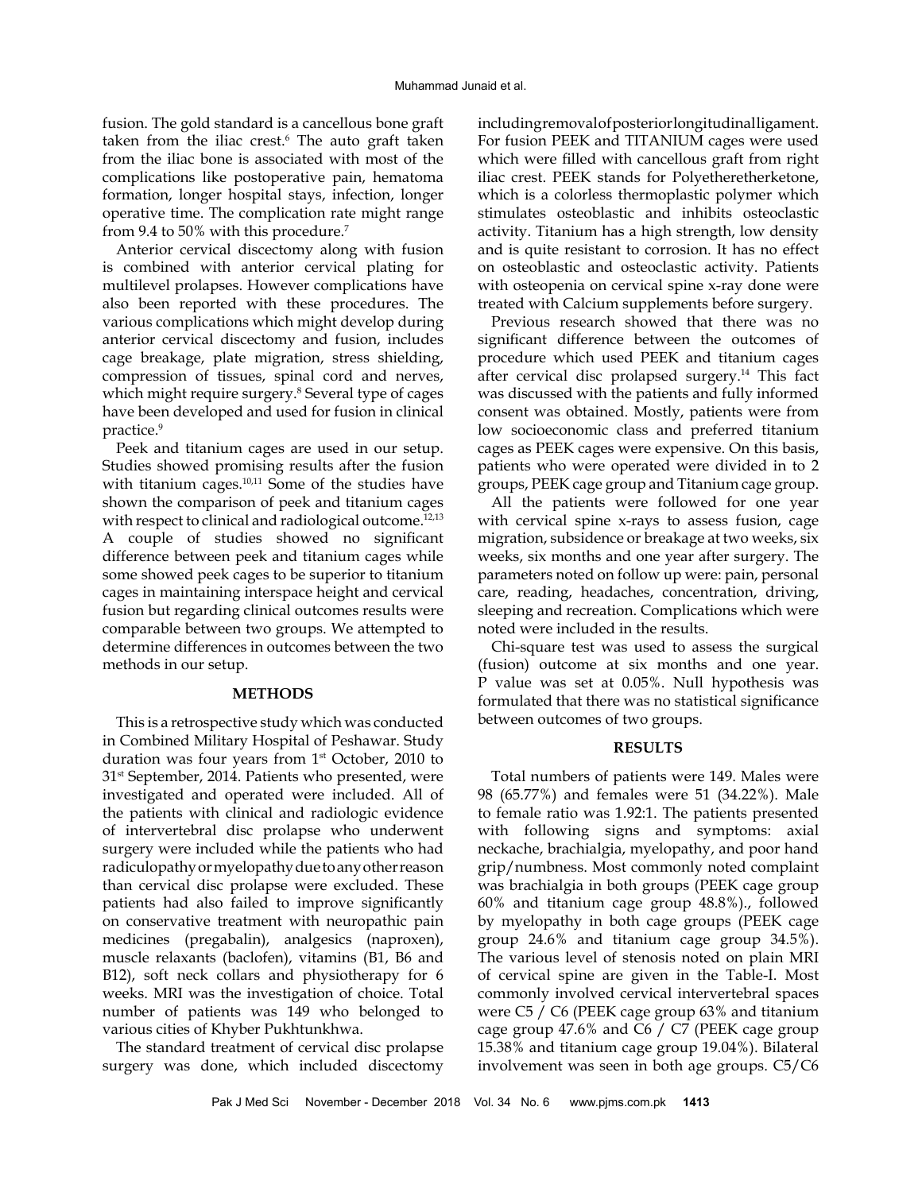fusion. The gold standard is a cancellous bone graft taken from the iliac crest.[6] The auto graft taken from the iliac bone is associated with most of the complications like postoperative pain, hematoma formation, longer hospital stays, infection, longer operative time. The complication rate might range from 9.4 to 50% with this procedure.[7]

Anterior cervical discectomy along with fusion is combined with anterior cervical plating for multilevel prolapses. However complications have also been reported with these procedures. The various complications which might develop during anterior cervical discectomy and fusion, includes cage breakage, plate migration, stress shielding, compression of tissues, spinal cord and nerves, which might require surgery.[8] Several type of cages have been developed and used for fusion in clinical practice.[9]

Peek and titanium cages are used in our setup. Studies showed promising results after the fusion with titanium cages.[10,11] Some of the studies have shown the comparison of peek and titanium cages with respect to clinical and radiological outcome.[12,13] A couple of studies showed no significant difference between peek and titanium cages while some showed peek cages to be superior to titanium cages in maintaining interspace height and cervical fusion but regarding clinical outcomes results were comparable between two groups. We attempted to determine differences in outcomes between the two methods in our setup.

## METHODS

This is a retrospective study which was conducted in Combined Military Hospital of Peshawar. Study duration was four years from 1st October, 2010 to 31st September, 2014. Patients who presented, were investigated and operated were included. All of the patients with clinical and radiologic evidence of intervertebral disc prolapse who underwent surgery were included while the patients who had radiculopathy or myelopathy due to any other reason than cervical disc prolapse were excluded. These patients had also failed to improve significantly on conservative treatment with neuropathic pain medicines (pregabalin), analgesics (naproxen), muscle relaxants (baclofen), vitamins (B1, B6 and B12), soft neck collars and physiotherapy for 6 weeks. MRI was the investigation of choice. Total number of patients was 149 who belonged to various cities of Khyber Pukhtunkhwa.

The standard treatment of cervical disc prolapse surgery was done, which included discectomy including removal of posterior longitudinal ligament. For fusion PEEK and TITANIUM cages were used which were filled with cancellous graft from right iliac crest. PEEK stands for Polyetheretherketone, which is a colorless thermoplastic polymer which stimulates osteoblastic and inhibits osteoclastic activity. Titanium has a high strength, low density and is quite resistant to corrosion. It has no effect on osteoblastic and osteoclastic activity. Patients with osteopenia on cervical spine x-ray done were treated with Calcium supplements before surgery.

Previous research showed that there was no significant difference between the outcomes of procedure which used PEEK and titanium cages after cervical disc prolapsed surgery.[14] This fact was discussed with the patients and fully informed consent was obtained. Mostly, patients were from low socioeconomic class and preferred titanium cages as PEEK cages were expensive. On this basis, patients who were operated were divided in to 2 groups, PEEK cage group and Titanium cage group.

All the patients were followed for one year with cervical spine x-rays to assess fusion, cage migration, subsidence or breakage at two weeks, six weeks, six months and one year after surgery. The parameters noted on follow up were: pain, personal care, reading, headaches, concentration, driving, sleeping and recreation. Complications which were noted were included in the results.

Chi-square test was used to assess the surgical (fusion) outcome at six months and one year. P value was set at 0.05%. Null hypothesis was formulated that there was no statistical significance between outcomes of two groups.

## RESULTS

Total numbers of patients were 149. Males were 98 (65.77%) and females were 51 (34.22%). Male to female ratio was 1.92:1. The patients presented with following signs and symptoms: axial neckache, brachialgia, myelopathy, and poor hand grip/numbness. Most commonly noted complaint was brachialgia in both groups (PEEK cage group 60% and titanium cage group 48.8%)., followed by myelopathy in both cage groups (PEEK cage group 24.6% and titanium cage group 34.5%). The various level of stenosis noted on plain MRI of cervical spine are given in the Table-I. Most commonly involved cervical intervertebral spaces were C5 / C6 (PEEK cage group 63% and titanium cage group 47.6% and C6 / C7 (PEEK cage group 15.38% and titanium cage group 19.04%). Bilateral involvement was seen in both age groups. C5/C6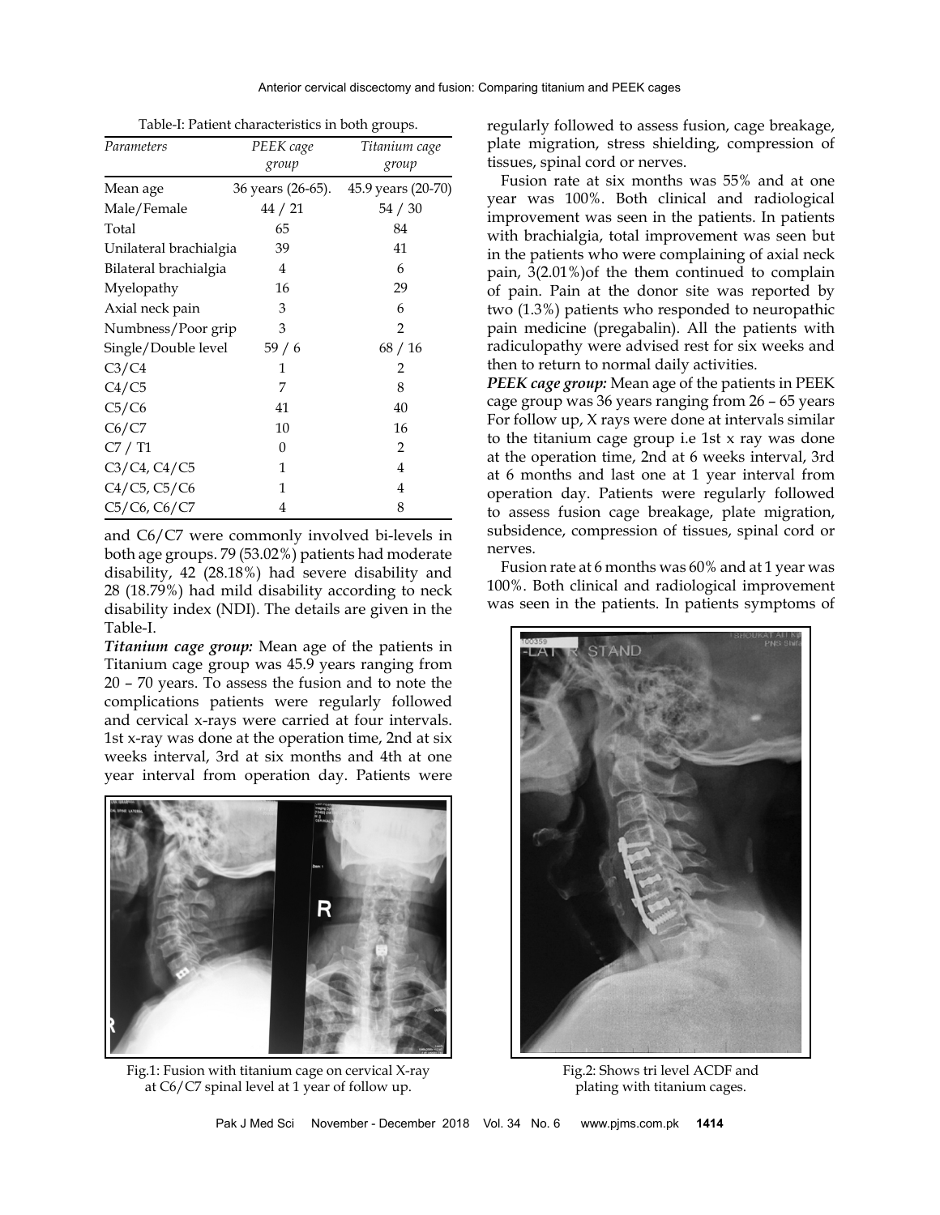Table-I: Patient characteristics in both groups.

| *Parameters* | *PEEK cage group* | *Titanium cage group* |
|---|---|---|
| Mean age | 36 years (26-65). | 45.9 years (20-70) |
| Male/Female | 44 / 21 | 54 / 30 |
| Total | 65 | 84 |
| Unilateral brachialgia | 39 | 41 |
| Bilateral brachialgia | 4 | 6 |
| Myelopathy | 16 | 29 |
| Axial neck pain | 3 | 6 |
| Numbness/Poor grip | 3 | 2 |
| Single/Double level | 59 / 6 | 68 / 16 |
| C3/C4 | 1 | 2 |
| C4/C5 | 7 | 8 |
| C5/C6 | 41 | 40 |
| C6/C7 | 10 | 16 |
| C7 / T1 | 0 | 2 |
| C3/C4, C4/C5 | 1 | 4 |
| C4/C5, C5/C6 | 1 | 4 |
| C5/C6, C6/C7 | 4 | 8 |

and C6/C7 were commonly involved bi-levels in both age groups. 79 (53.02%) patients had moderate disability, 42 (28.18%) had severe disability and 28 (18.79%) had mild disability according to neck disability index (NDI). The details are given in the Table-I.

***Titanium cage group:*** Mean age of the patients in Titanium cage group was 45.9 years ranging from 20 – 70 years. To assess the fusion and to note the complications patients were regularly followed and cervical x-rays were carried at four intervals. 1st x-ray was done at the operation time, 2nd at six weeks interval, 3rd at six months and 4th at one year interval from operation day. Patients were regularly followed to assess fusion, cage breakage, plate migration, stress shielding, compression of tissues, spinal cord or nerves.

Fusion rate at six months was 55% and at one year was 100%. Both clinical and radiological improvement was seen in the patients. In patients with brachialgia, total improvement was seen but in the patients who were complaining of axial neck pain, 3(2.01%)of the them continued to complain of pain. Pain at the donor site was reported by two (1.3%) patients who responded to neuropathic pain medicine (pregabalin). All the patients with radiculopathy were advised rest for six weeks and then to return to normal daily activities.

***PEEK cage group:*** Mean age of the patients in PEEK cage group was 36 years ranging from 26 – 65 years For follow up, X rays were done at intervals similar to the titanium cage group i.e 1st x ray was done at the operation time, 2nd at 6 weeks interval, 3rd at 6 months and last one at 1 year interval from operation day. Patients were regularly followed to assess fusion cage breakage, plate migration, subsidence, compression of tissues, spinal cord or nerves.

Fusion rate at 6 months was 60% and at 1 year was 100%. Both clinical and radiological improvement was seen in the patients. In patients symptoms of

Fig.1: Fusion with titanium cage on cervical X-ray at C6/C7 spinal level at 1 year of follow up.

Fig.2: Shows tri level ACDF and plating with titanium cages.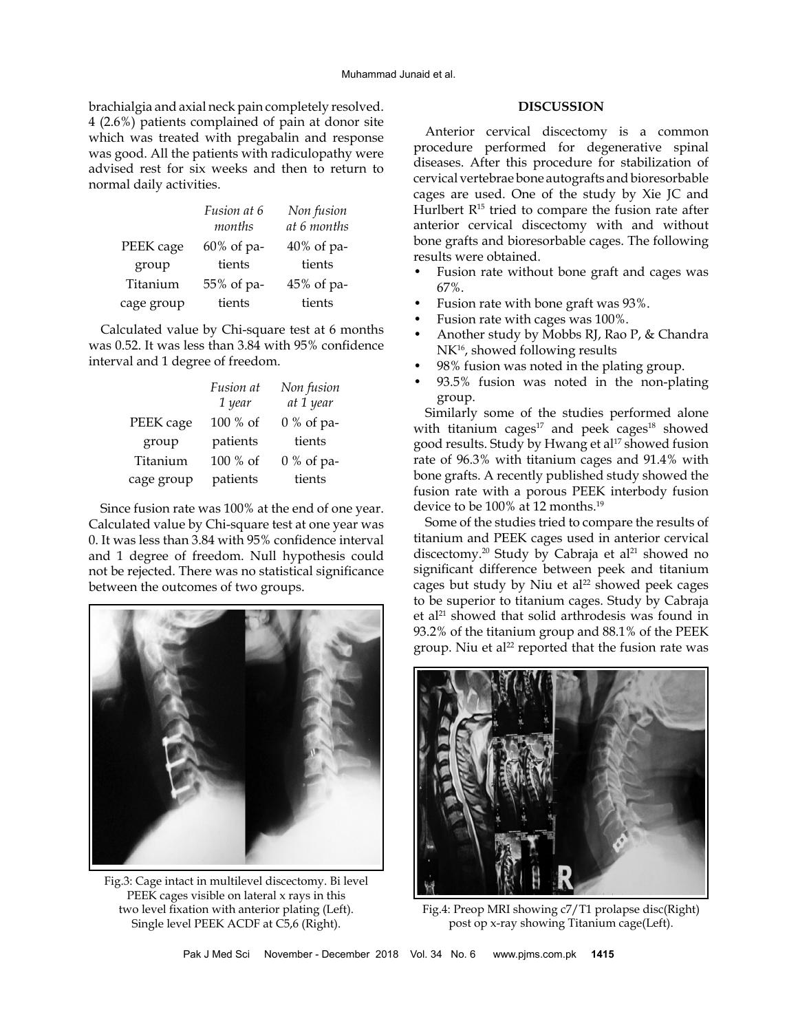brachialgia and axial neck pain completely resolved. 4 (2.6%) patients complained of pain at donor site which was treated with pregabalin and response was good. All the patients with radiculopathy were advised rest for six weeks and then to return to normal daily activities.

| | *Fusion at 6 months* | *Non fusion at 6 months* |
|---|---|---|
| PEEK cage group | 60% of patients | 40% of patients |
| Titanium cage group | 55% of patients | 45% of patients |

Calculated value by Chi-square test at 6 months was 0.52. It was less than 3.84 with 95% confidence interval and 1 degree of freedom.

| | *Fusion at 1 year* | *Non fusion at 1 year* |
|---|---|---|
| PEEK cage group | 100 % of patients | 0 % of patients |
| Titanium cage group | 100 % of patients | 0 % of patients |

Since fusion rate was 100% at the end of one year. Calculated value by Chi-square test at one year was 0. It was less than 3.84 with 95% confidence interval and 1 degree of freedom. Null hypothesis could not be rejected. There was no statistical significance between the outcomes of two groups.

Fig.3: Cage intact in multilevel discectomy. Bi level PEEK cages visible on lateral x rays in this two level fixation with anterior plating (Left). Single level PEEK ACDF at C5,6 (Right).

## DISCUSSION

Anterior cervical discectomy is a common procedure performed for degenerative spinal diseases. After this procedure for stabilization of cervical vertebrae bone autografts and bioresorbable cages are used. One of the study by Xie JC and Hurlbert R[15] tried to compare the fusion rate after anterior cervical discectomy with and without bone grafts and bioresorbable cages. The following results were obtained.

- Fusion rate without bone graft and cages was 67%.
- Fusion rate with bone graft was 93%.
- Fusion rate with cages was 100%.
- Another study by Mobbs RJ, Rao P, & Chandra NK[16], showed following results
- 98% fusion was noted in the plating group.
- 93.5% fusion was noted in the non-plating group.

Similarly some of the studies performed alone with titanium cages[17] and peek cages[18] showed good results. Study by Hwang et al[17] showed fusion rate of 96.3% with titanium cages and 91.4% with bone grafts. A recently published study showed the fusion rate with a porous PEEK interbody fusion device to be 100% at 12 months.[19]

Some of the studies tried to compare the results of titanium and PEEK cages used in anterior cervical discectomy.[20] Study by Cabraja et al[21] showed no significant difference between peek and titanium cages but study by Niu et al[22] showed peek cages to be superior to titanium cages. Study by Cabraja et al[21] showed that solid arthrodesis was found in 93.2% of the titanium group and 88.1% of the PEEK group. Niu et al[22] reported that the fusion rate was

Fig.4: Preop MRI showing c7/T1 prolapse disc(Right) post op x-ray showing Titanium cage(Left).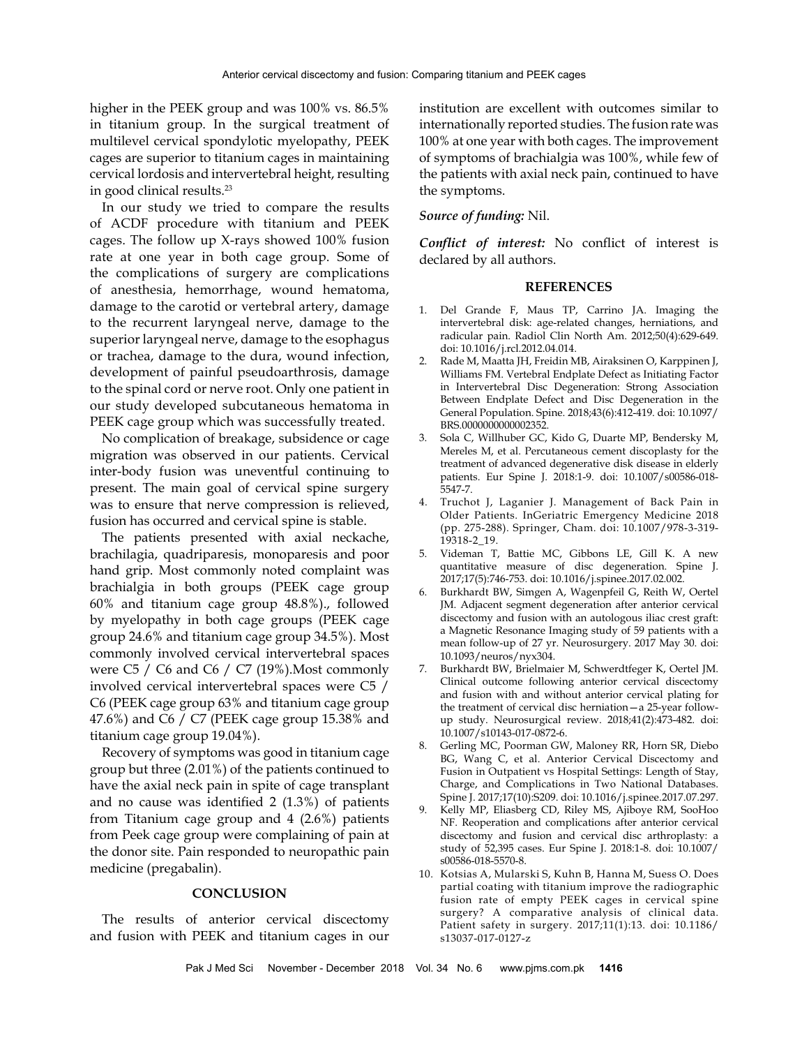higher in the PEEK group and was 100% vs. 86.5% in titanium group. In the surgical treatment of multilevel cervical spondylotic myelopathy, PEEK cages are superior to titanium cages in maintaining cervical lordosis and intervertebral height, resulting in good clinical results.[23]

In our study we tried to compare the results of ACDF procedure with titanium and PEEK cages. The follow up X-rays showed 100% fusion rate at one year in both cage group. Some of the complications of surgery are complications of anesthesia, hemorrhage, wound hematoma, damage to the carotid or vertebral artery, damage to the recurrent laryngeal nerve, damage to the superior laryngeal nerve, damage to the esophagus or trachea, damage to the dura, wound infection, development of painful pseudoarthrosis, damage to the spinal cord or nerve root. Only one patient in our study developed subcutaneous hematoma in PEEK cage group which was successfully treated.

No complication of breakage, subsidence or cage migration was observed in our patients. Cervical inter-body fusion was uneventful continuing to present. The main goal of cervical spine surgery was to ensure that nerve compression is relieved, fusion has occurred and cervical spine is stable.

The patients presented with axial neckache, brachilagia, quadriparesis, monoparesis and poor hand grip. Most commonly noted complaint was brachialgia in both groups (PEEK cage group 60% and titanium cage group 48.8%)., followed by myelopathy in both cage groups (PEEK cage group 24.6% and titanium cage group 34.5%). Most commonly involved cervical intervertebral spaces were C5 / C6 and C6 / C7 (19%).Most commonly involved cervical intervertebral spaces were C5 / C6 (PEEK cage group 63% and titanium cage group 47.6%) and C6 / C7 (PEEK cage group 15.38% and titanium cage group 19.04%).

Recovery of symptoms was good in titanium cage group but three (2.01%) of the patients continued to have the axial neck pain in spite of cage transplant and no cause was identified 2 (1.3%) of patients from Titanium cage group and 4 (2.6%) patients from Peek cage group were complaining of pain at the donor site. Pain responded to neuropathic pain medicine (pregabalin).

## CONCLUSION

The results of anterior cervical discectomy and fusion with PEEK and titanium cages in our institution are excellent with outcomes similar to internationally reported studies. The fusion rate was 100% at one year with both cages. The improvement of symptoms of brachialgia was 100%, while few of the patients with axial neck pain, continued to have the symptoms.

***Source of funding:*** Nil.

***Conflict of interest:*** No conflict of interest is declared by all authors.

## REFERENCES

1. Del Grande F, Maus TP, Carrino JA. Imaging the intervertebral disk: age-related changes, herniations, and radicular pain. Radiol Clin North Am. 2012;50(4):629-649. doi: 10.1016/j.rcl.2012.04.014.
2. Rade M, Maatta JH, Freidin MB, Airaksinen O, Karppinen J, Williams FM. Vertebral Endplate Defect as Initiating Factor in Intervertebral Disc Degeneration: Strong Association Between Endplate Defect and Disc Degeneration in the General Population. Spine. 2018;43(6):412-419. doi: 10.1097/BRS.0000000000002352.
3. Sola C, Willhuber GC, Kido G, Duarte MP, Bendersky M, Mereles M, et al. Percutaneous cement discoplasty for the treatment of advanced degenerative disk disease in elderly patients. Eur Spine J. 2018:1-9. doi: 10.1007/s00586-018-5547-7.
4. Truchot J, Laganier J. Management of Back Pain in Older Patients. InGeriatric Emergency Medicine 2018 (pp. 275-288). Springer, Cham. doi: 10.1007/978-3-319-19318-2_19.
5. Videman T, Battie MC, Gibbons LE, Gill K. A new quantitative measure of disc degeneration. Spine J. 2017;17(5):746-753. doi: 10.1016/j.spinee.2017.02.002.
6. Burkhardt BW, Simgen A, Wagenpfeil G, Reith W, Oertel JM. Adjacent segment degeneration after anterior cervical discectomy and fusion with an autologous iliac crest graft: a Magnetic Resonance Imaging study of 59 patients with a mean follow-up of 27 yr. Neurosurgery. 2017 May 30. doi: 10.1093/neuros/nyx304.
7. Burkhardt BW, Brielmaier M, Schwerdtfeger K, Oertel JM. Clinical outcome following anterior cervical discectomy and fusion with and without anterior cervical plating for the treatment of cervical disc herniation—a 25-year follow-up study. Neurosurgical review. 2018;41(2):473-482. doi: 10.1007/s10143-017-0872-6.
8. Gerling MC, Poorman GW, Maloney RR, Horn SR, Diebo BG, Wang C, et al. Anterior Cervical Discectomy and Fusion in Outpatient vs Hospital Settings: Length of Stay, Charge, and Complications in Two National Databases. Spine J. 2017;17(10):S209. doi: 10.1016/j.spinee.2017.07.297.
9. Kelly MP, Eliasberg CD, Riley MS, Ajiboye RM, SooHoo NF. Reoperation and complications after anterior cervical discectomy and fusion and cervical disc arthroplasty: a study of 52,395 cases. Eur Spine J. 2018:1-8. doi: 10.1007/s00586-018-5570-8.
10. Kotsias A, Mularski S, Kuhn B, Hanna M, Suess O. Does partial coating with titanium improve the radiographic fusion rate of empty PEEK cages in cervical spine surgery? A comparative analysis of clinical data. Patient safety in surgery. 2017;11(1):13. doi: 10.1186/s13037-017-0127-z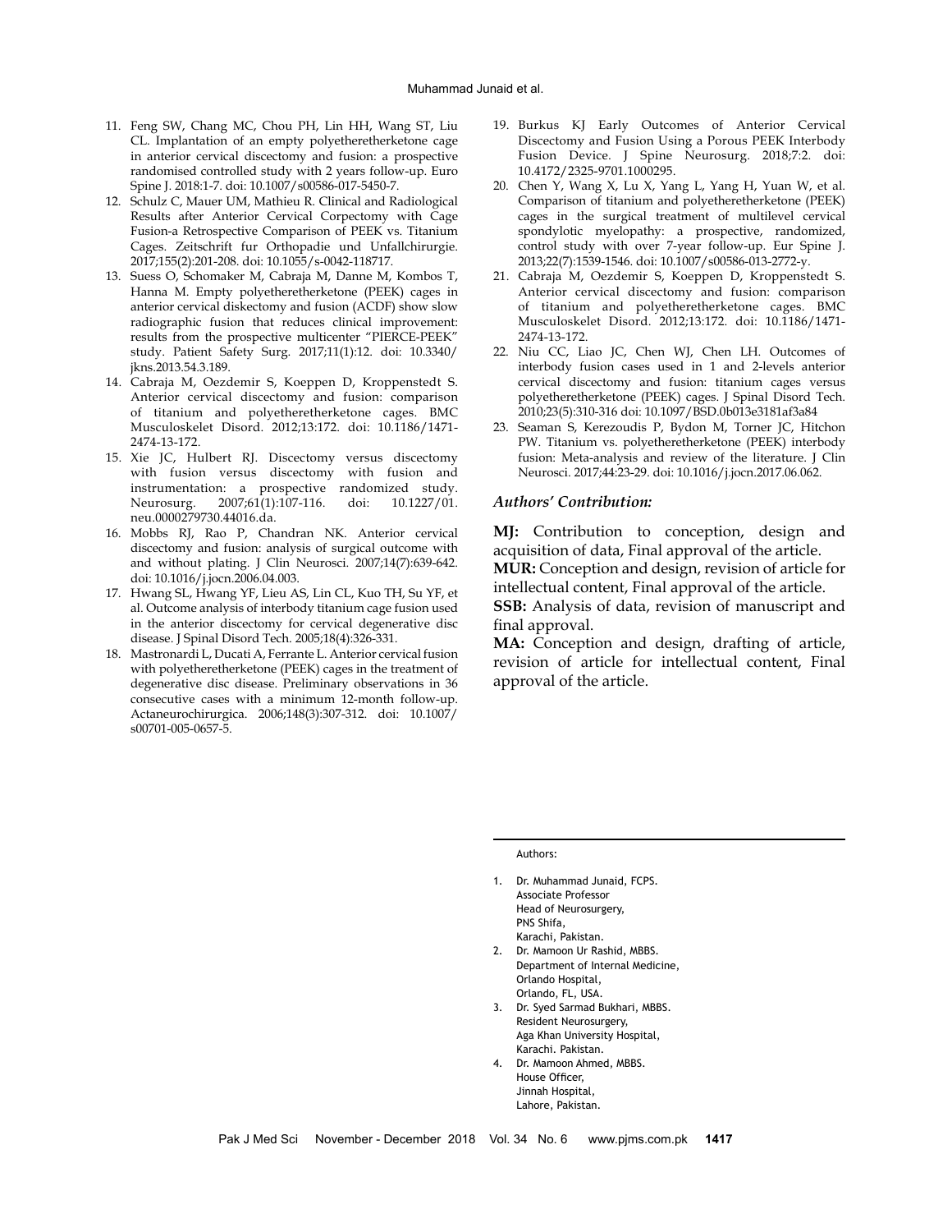11. Feng SW, Chang MC, Chou PH, Lin HH, Wang ST, Liu CL. Implantation of an empty polyetheretherketone cage in anterior cervical discectomy and fusion: a prospective randomised controlled study with 2 years follow-up. Euro Spine J. 2018:1-7. doi: 10.1007/s00586-017-5450-7.
12. Schulz C, Mauer UM, Mathieu R. Clinical and Radiological Results after Anterior Cervical Corpectomy with Cage Fusion-a Retrospective Comparison of PEEK vs. Titanium Cages. Zeitschrift fur Orthopadie und Unfallchirurgie. 2017;155(2):201-208. doi: 10.1055/s-0042-118717.
13. Suess O, Schomaker M, Cabraja M, Danne M, Kombos T, Hanna M. Empty polyetheretherketone (PEEK) cages in anterior cervical diskectomy and fusion (ACDF) show slow radiographic fusion that reduces clinical improvement: results from the prospective multicenter "PIERCE-PEEK" study. Patient Safety Surg. 2017;11(1):12. doi: 10.3340/jkns.2013.54.3.189.
14. Cabraja M, Oezdemir S, Koeppen D, Kroppenstedt S. Anterior cervical discectomy and fusion: comparison of titanium and polyetheretherketone cages. BMC Musculoskelet Disord. 2012;13:172. doi: 10.1186/1471-2474-13-172.
15. Xie JC, Hulbert RJ. Discectomy versus discectomy with fusion versus discectomy with fusion and instrumentation: a prospective randomized study. Neurosurg. 2007;61(1):107-116. doi: 10.1227/01.neu.0000279730.44016.da.
16. Mobbs RJ, Rao P, Chandran NK. Anterior cervical discectomy and fusion: analysis of surgical outcome with and without plating. J Clin Neurosci. 2007;14(7):639-642. doi: 10.1016/j.jocn.2006.04.003.
17. Hwang SL, Hwang YF, Lieu AS, Lin CL, Kuo TH, Su YF, et al. Outcome analysis of interbody titanium cage fusion used in the anterior discectomy for cervical degenerative disc disease. J Spinal Disord Tech. 2005;18(4):326-331.
18. Mastronardi L, Ducati A, Ferrante L. Anterior cervical fusion with polyetheretherketone (PEEK) cages in the treatment of degenerative disc disease. Preliminary observations in 36 consecutive cases with a minimum 12-month follow-up. Actaneurochirurgica. 2006;148(3):307-312. doi: 10.1007/s00701-005-0657-5.
19. Burkus KJ Early Outcomes of Anterior Cervical Discectomy and Fusion Using a Porous PEEK Interbody Fusion Device. J Spine Neurosurg. 2018;7:2. doi: 10.4172/2325-9701.1000295.
20. Chen Y, Wang X, Lu X, Yang L, Yang H, Yuan W, et al. Comparison of titanium and polyetheretherketone (PEEK) cages in the surgical treatment of multilevel cervical spondylotic myelopathy: a prospective, randomized, control study with over 7-year follow-up. Eur Spine J. 2013;22(7):1539-1546. doi: 10.1007/s00586-013-2772-y.
21. Cabraja M, Oezdemir S, Koeppen D, Kroppenstedt S. Anterior cervical discectomy and fusion: comparison of titanium and polyetheretherketone cages. BMC Musculoskelet Disord. 2012;13:172. doi: 10.1186/1471-2474-13-172.
22. Niu CC, Liao JC, Chen WJ, Chen LH. Outcomes of interbody fusion cases used in 1 and 2-levels anterior cervical discectomy and fusion: titanium cages versus polyetheretherketone (PEEK) cages. J Spinal Disord Tech. 2010;23(5):310-316 doi: 10.1097/BSD.0b013e3181af3a84
23. Seaman S, Kerezoudis P, Bydon M, Torner JC, Hitchon PW. Titanium vs. polyetheretherketone (PEEK) interbody fusion: Meta-analysis and review of the literature. J Clin Neurosci. 2017;44:23-29. doi: 10.1016/j.jocn.2017.06.062.

### *Authors' Contribution:*

**MJ:** Contribution to conception, design and acquisition of data, Final approval of the article.

**MUR:** Conception and design, revision of article for intellectual content, Final approval of the article.

**SSB:** Analysis of data, revision of manuscript and final approval.

**MA:** Conception and design, drafting of article, revision of article for intellectual content, Final approval of the article.

Authors:

1. Dr. Muhammad Junaid, FCPS.
   Associate Professor
   Head of Neurosurgery,
   PNS Shifa,
   Karachi, Pakistan.
2. Dr. Mamoon Ur Rashid, MBBS.
   Department of Internal Medicine,
   Orlando Hospital,
   Orlando, FL, USA.
3. Dr. Syed Sarmad Bukhari, MBBS.
   Resident Neurosurgery,
   Aga Khan University Hospital,
   Karachi. Pakistan.
4. Dr. Mamoon Ahmed, MBBS.
   House Officer,
   Jinnah Hospital,
   Lahore, Pakistan.